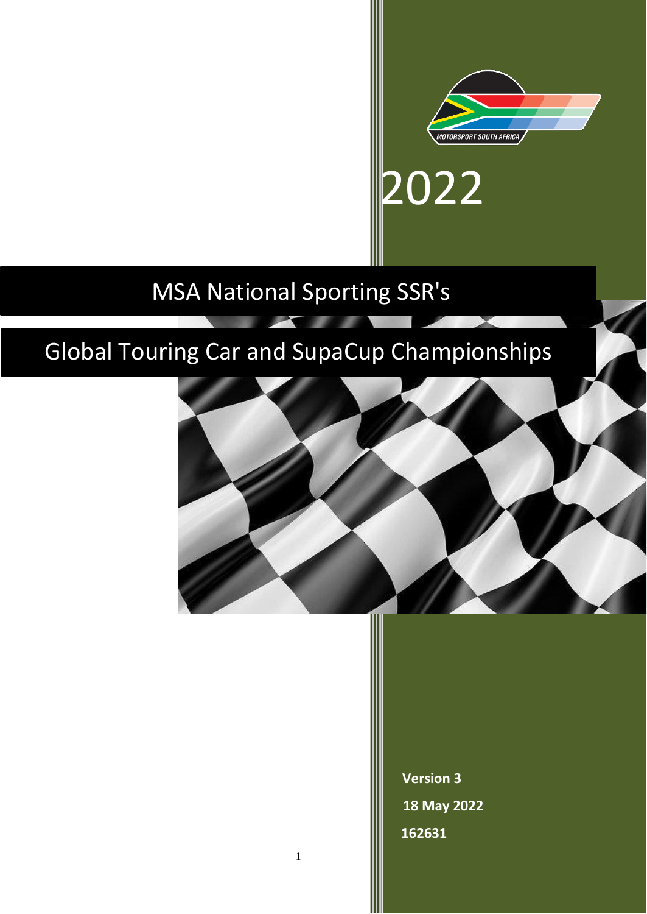2022

# MSA National Sporting SSR's

# Global Touring Car and SupaCup Championships

**Version 3**

**18 May 2022**

**162631**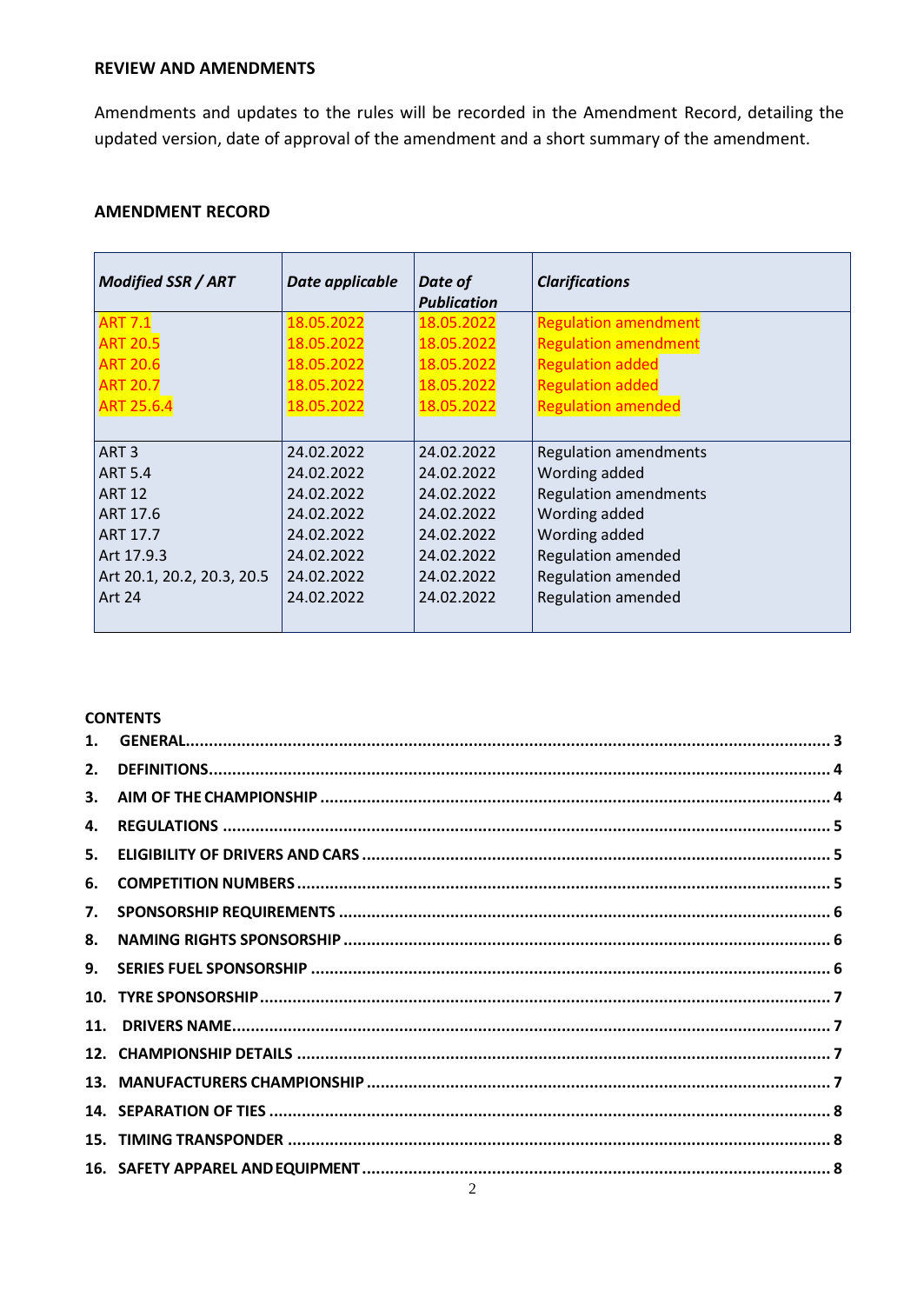**REVIEW AND AMENDMENTS**

Amendments and updates to the rules will be recorded in the Amendment Record, detailing the updated version, date of approval of the amendment and a short summary of the amendment.

**AMENDMENT RECORD**

| *Modified SSR / ART* | *Date applicable* | *Date of Publication* | *Clarifications* |
|---|---|---|---|
| ART 7.1 | 18.05.2022 | 18.05.2022 | Regulation amendment |
| ART 20.5 | 18.05.2022 | 18.05.2022 | Regulation amendment |
| ART 20.6 | 18.05.2022 | 18.05.2022 | Regulation added |
| ART 20.7 | 18.05.2022 | 18.05.2022 | Regulation added |
| ART 25.6.4 | 18.05.2022 | 18.05.2022 | Regulation amended |
| ART 3 | 24.02.2022 | 24.02.2022 | Regulation amendments |
| ART 5.4 | 24.02.2022 | 24.02.2022 | Wording added |
| ART 12 | 24.02.2022 | 24.02.2022 | Regulation amendments |
| ART 17.6 | 24.02.2022 | 24.02.2022 | Wording added |
| ART 17.7 | 24.02.2022 | 24.02.2022 | Wording added |
| Art 17.9.3 | 24.02.2022 | 24.02.2022 | Regulation amended |
| Art 20.1, 20.2, 20.3, 20.5 | 24.02.2022 | 24.02.2022 | Regulation amended |
| Art 24 | 24.02.2022 | 24.02.2022 | Regulation amended |

**CONTENTS**

1. GENERAL ..... 3
2. DEFINITIONS ..... 4
3. AIM OF THE CHAMPIONSHIP ..... 4
4. REGULATIONS ..... 5
5. ELIGIBILITY OF DRIVERS AND CARS ..... 5
6. COMPETITION NUMBERS ..... 5
7. SPONSORSHIP REQUIREMENTS ..... 6
8. NAMING RIGHTS SPONSORSHIP ..... 6
9. SERIES FUEL SPONSORSHIP ..... 6
10. TYRE SPONSORSHIP ..... 7
11. DRIVERS NAME ..... 7
12. CHAMPIONSHIP DETAILS ..... 7
13. MANUFACTURERS CHAMPIONSHIP ..... 7
14. SEPARATION OF TIES ..... 8
15. TIMING TRANSPONDER ..... 8
16. SAFETY APPAREL AND EQUIPMENT ..... 8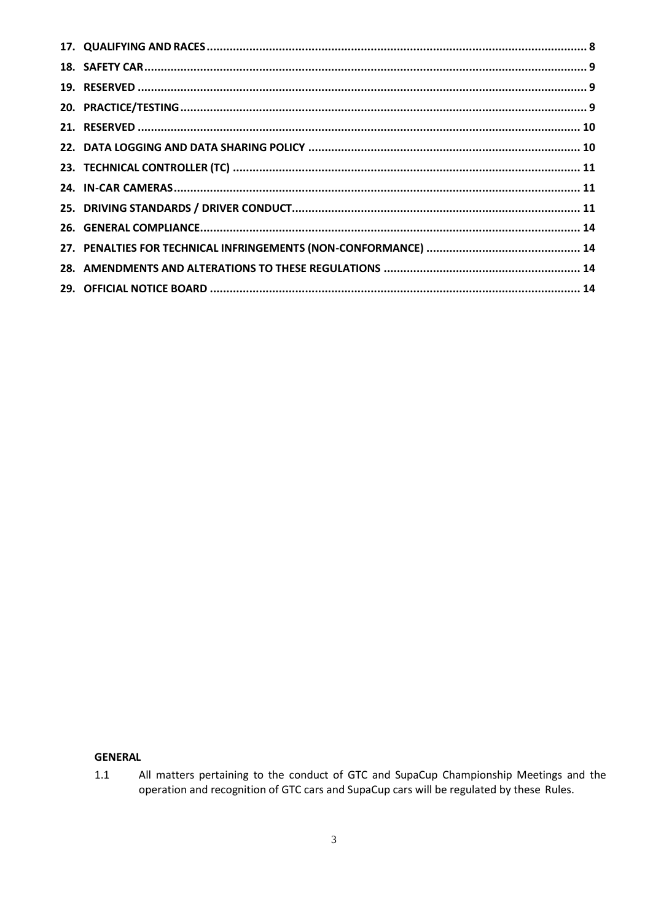**17. QUALIFYING AND RACES** ........ 8
**18. SAFETY CAR** ........ 9
**19. RESERVED** ........ 9
**20. PRACTICE/TESTING** ........ 9
**21. RESERVED** ........ 10
**22. DATA LOGGING AND DATA SHARING POLICY** ........ 10
**23. TECHNICAL CONTROLLER (TC)** ........ 11
**24. IN-CAR CAMERAS** ........ 11
**25. DRIVING STANDARDS / DRIVER CONDUCT** ........ 11
**26. GENERAL COMPLIANCE** ........ 14
**27. PENALTIES FOR TECHNICAL INFRINGEMENTS (NON-CONFORMANCE)** ........ 14
**28. AMENDMENTS AND ALTERATIONS TO THESE REGULATIONS** ........ 14
**29. OFFICIAL NOTICE BOARD** ........ 14

## GENERAL

1.1 All matters pertaining to the conduct of GTC and SupaCup Championship Meetings and the operation and recognition of GTC cars and SupaCup cars will be regulated by these Rules.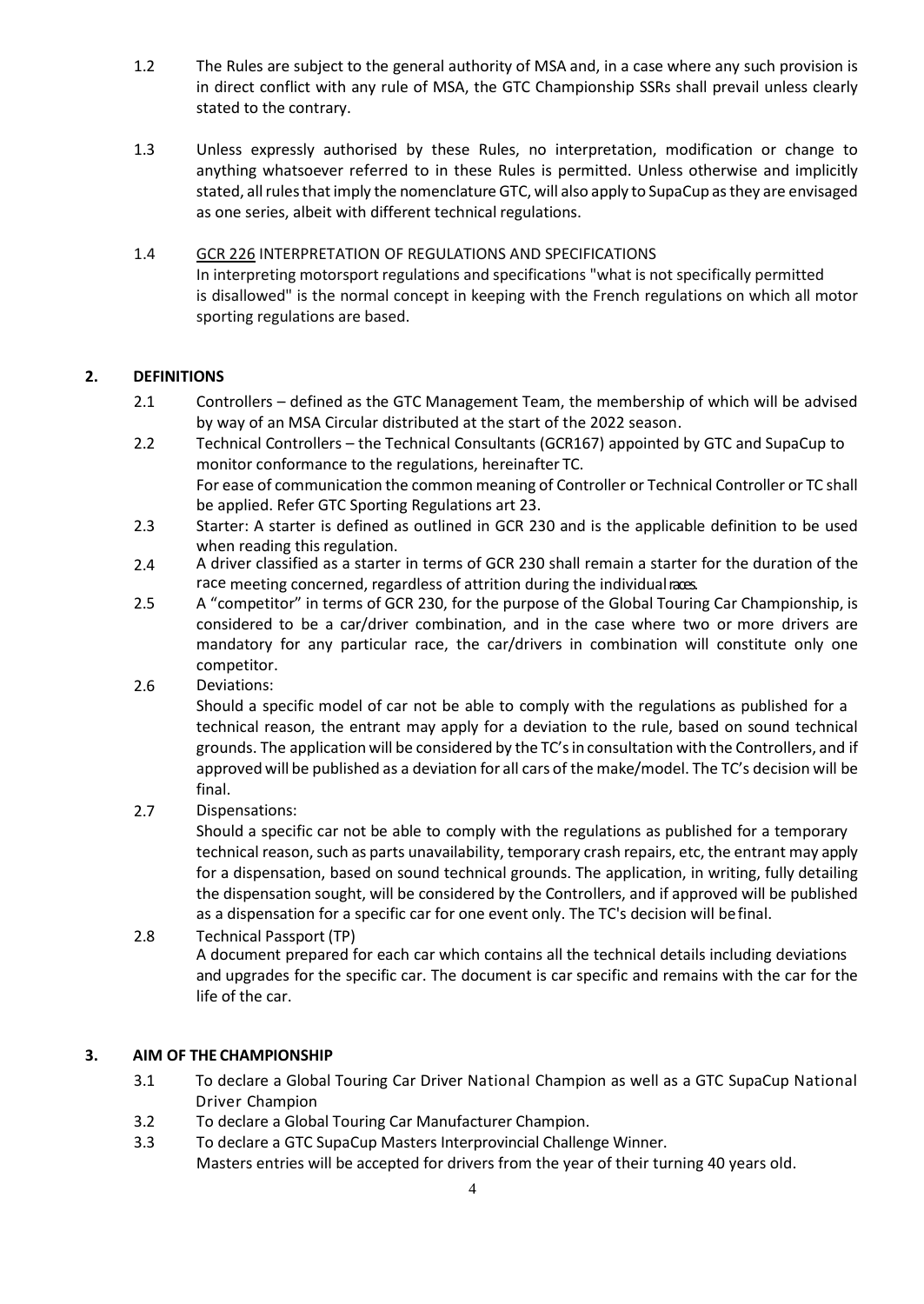1.2 The Rules are subject to the general authority of MSA and, in a case where any such provision is in direct conflict with any rule of MSA, the GTC Championship SSRs shall prevail unless clearly stated to the contrary.

1.3 Unless expressly authorised by these Rules, no interpretation, modification or change to anything whatsoever referred to in these Rules is permitted. Unless otherwise and implicitly stated, all rules that imply the nomenclature GTC, will also apply to SupaCup as they are envisaged as one series, albeit with different technical regulations.

1.4 GCR 226 INTERPRETATION OF REGULATIONS AND SPECIFICATIONS
In interpreting motorsport regulations and specifications "what is not specifically permitted is disallowed" is the normal concept in keeping with the French regulations on which all motor sporting regulations are based.

## 2. DEFINITIONS

2.1 Controllers – defined as the GTC Management Team, the membership of which will be advised by way of an MSA Circular distributed at the start of the 2022 season.

2.2 Technical Controllers – the Technical Consultants (GCR167) appointed by GTC and SupaCup to monitor conformance to the regulations, hereinafter TC.
For ease of communication the common meaning of Controller or Technical Controller or TC shall be applied. Refer GTC Sporting Regulations art 23.

2.3 Starter: A starter is defined as outlined in GCR 230 and is the applicable definition to be used when reading this regulation.

2.4 A driver classified as a starter in terms of GCR 230 shall remain a starter for the duration of the race meeting concerned, regardless of attrition during the individual races.

2.5 A "competitor" in terms of GCR 230, for the purpose of the Global Touring Car Championship, is considered to be a car/driver combination, and in the case where two or more drivers are mandatory for any particular race, the car/drivers in combination will constitute only one competitor.

2.6 Deviations:
Should a specific model of car not be able to comply with the regulations as published for a technical reason, the entrant may apply for a deviation to the rule, based on sound technical grounds. The application will be considered by the TC's in consultation with the Controllers, and if approved will be published as a deviation for all cars of the make/model. The TC's decision will be final.

2.7 Dispensations:
Should a specific car not be able to comply with the regulations as published for a temporary technical reason, such as parts unavailability, temporary crash repairs, etc, the entrant may apply for a dispensation, based on sound technical grounds. The application, in writing, fully detailing the dispensation sought, will be considered by the Controllers, and if approved will be published as a dispensation for a specific car for one event only. The TC's decision will be final.

2.8 Technical Passport (TP)
A document prepared for each car which contains all the technical details including deviations and upgrades for the specific car. The document is car specific and remains with the car for the life of the car.

## 3. AIM OF THE CHAMPIONSHIP

3.1 To declare a Global Touring Car Driver National Champion as well as a GTC SupaCup National Driver Champion

3.2 To declare a Global Touring Car Manufacturer Champion.

3.3 To declare a GTC SupaCup Masters Interprovincial Challenge Winner.
Masters entries will be accepted for drivers from the year of their turning 40 years old.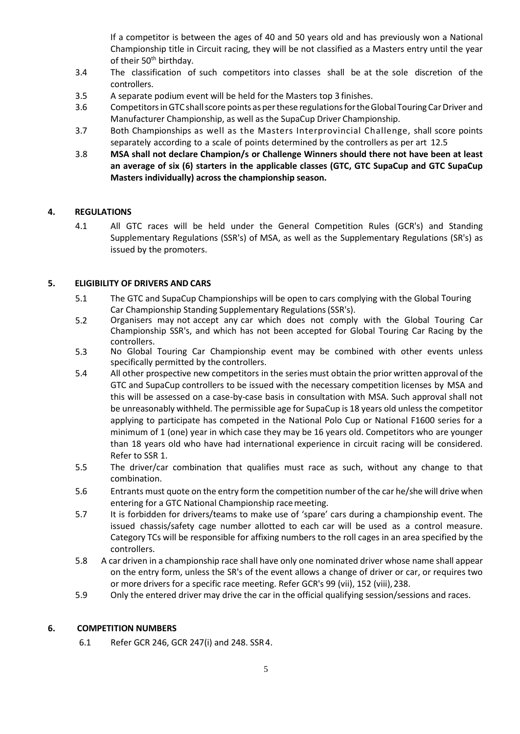If a competitor is between the ages of 40 and 50 years old and has previously won a National Championship title in Circuit racing, they will be not classified as a Masters entry until the year of their 50th birthday.

3.4 The classification of such competitors into classes shall be at the sole discretion of the controllers.

3.5 A separate podium event will be held for the Masters top 3 finishes.

3.6 Competitors in GTC shall score points as per these regulations for the Global Touring Car Driver and Manufacturer Championship, as well as the SupaCup Driver Championship.

3.7 Both Championships as well as the Masters Interprovincial Challenge, shall score points separately according to a scale of points determined by the controllers as per art 12.5

3.8 **MSA shall not declare Champion/s or Challenge Winners should there not have been at least an average of six (6) starters in the applicable classes (GTC, GTC SupaCup and GTC SupaCup Masters individually) across the championship season.**

## 4. REGULATIONS

4.1 All GTC races will be held under the General Competition Rules (GCR's) and Standing Supplementary Regulations (SSR's) of MSA, as well as the Supplementary Regulations (SR's) as issued by the promoters.

## 5. ELIGIBILITY OF DRIVERS AND CARS

5.1 The GTC and SupaCup Championships will be open to cars complying with the Global Touring Car Championship Standing Supplementary Regulations (SSR's).

5.2 Organisers may not accept any car which does not comply with the Global Touring Car Championship SSR's, and which has not been accepted for Global Touring Car Racing by the controllers.

5.3 No Global Touring Car Championship event may be combined with other events unless specifically permitted by the controllers.

5.4 All other prospective new competitors in the series must obtain the prior written approval of the GTC and SupaCup controllers to be issued with the necessary competition licenses by MSA and this will be assessed on a case-by-case basis in consultation with MSA. Such approval shall not be unreasonably withheld. The permissible age for SupaCup is 18 years old unless the competitor applying to participate has competed in the National Polo Cup or National F1600 series for a minimum of 1 (one) year in which case they may be 16 years old. Competitors who are younger than 18 years old who have had international experience in circuit racing will be considered. Refer to SSR 1.

5.5 The driver/car combination that qualifies must race as such, without any change to that combination.

5.6 Entrants must quote on the entry form the competition number of the car he/she will drive when entering for a GTC National Championship race meeting.

5.7 It is forbidden for drivers/teams to make use of 'spare' cars during a championship event. The issued chassis/safety cage number allotted to each car will be used as a control measure. Category TCs will be responsible for affixing numbers to the roll cages in an area specified by the controllers.

5.8 A car driven in a championship race shall have only one nominated driver whose name shall appear on the entry form, unless the SR's of the event allows a change of driver or car, or requires two or more drivers for a specific race meeting. Refer GCR's 99 (vii), 152 (viii), 238.

5.9 Only the entered driver may drive the car in the official qualifying session/sessions and races.

## 6. COMPETITION NUMBERS

6.1 Refer GCR 246, GCR 247(i) and 248. SSR 4.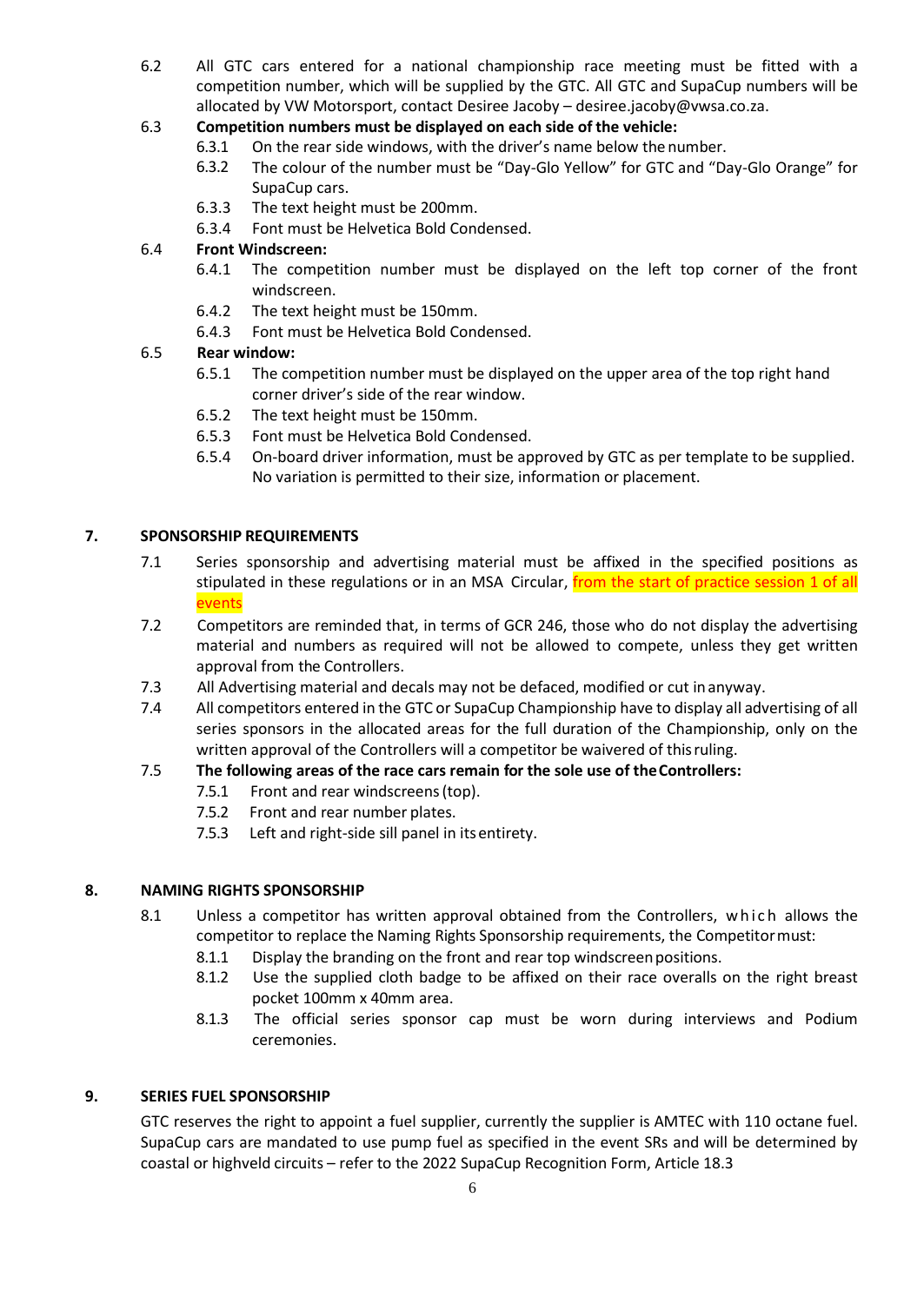6.2 All GTC cars entered for a national championship race meeting must be fitted with a competition number, which will be supplied by the GTC. All GTC and SupaCup numbers will be allocated by VW Motorsport, contact Desiree Jacoby – desiree.jacoby@vwsa.co.za.

6.3 **Competition numbers must be displayed on each side of the vehicle:**

- 6.3.1 On the rear side windows, with the driver's name below the number.
- 6.3.2 The colour of the number must be "Day-Glo Yellow" for GTC and "Day-Glo Orange" for SupaCup cars.
- 6.3.3 The text height must be 200mm.
- 6.3.4 Font must be Helvetica Bold Condensed.

6.4 **Front Windscreen:**

- 6.4.1 The competition number must be displayed on the left top corner of the front windscreen.
- 6.4.2 The text height must be 150mm.
- 6.4.3 Font must be Helvetica Bold Condensed.

6.5 **Rear window:**

- 6.5.1 The competition number must be displayed on the upper area of the top right hand corner driver's side of the rear window.
- 6.5.2 The text height must be 150mm.
- 6.5.3 Font must be Helvetica Bold Condensed.
- 6.5.4 On-board driver information, must be approved by GTC as per template to be supplied. No variation is permitted to their size, information or placement.

## 7. SPONSORSHIP REQUIREMENTS

7.1 Series sponsorship and advertising material must be affixed in the specified positions as stipulated in these regulations or in an MSA Circular, from the start of practice session 1 of all events

7.2 Competitors are reminded that, in terms of GCR 246, those who do not display the advertising material and numbers as required will not be allowed to compete, unless they get written approval from the Controllers.

7.3 All Advertising material and decals may not be defaced, modified or cut in anyway.

7.4 All competitors entered in the GTC or SupaCup Championship have to display all advertising of all series sponsors in the allocated areas for the full duration of the Championship, only on the written approval of the Controllers will a competitor be waivered of this ruling.

7.5 **The following areas of the race cars remain for the sole use of the Controllers:**

- 7.5.1 Front and rear windscreens (top).
- 7.5.2 Front and rear number plates.
- 7.5.3 Left and right-side sill panel in its entirety.

## 8. NAMING RIGHTS SPONSORSHIP

8.1 Unless a competitor has written approval obtained from the Controllers, which allows the competitor to replace the Naming Rights Sponsorship requirements, the Competitor must:

- 8.1.1 Display the branding on the front and rear top windscreen positions.
- 8.1.2 Use the supplied cloth badge to be affixed on their race overalls on the right breast pocket 100mm x 40mm area.
- 8.1.3 The official series sponsor cap must be worn during interviews and Podium ceremonies.

## 9. SERIES FUEL SPONSORSHIP

GTC reserves the right to appoint a fuel supplier, currently the supplier is AMTEC with 110 octane fuel. SupaCup cars are mandated to use pump fuel as specified in the event SRs and will be determined by coastal or highveld circuits – refer to the 2022 SupaCup Recognition Form, Article 18.3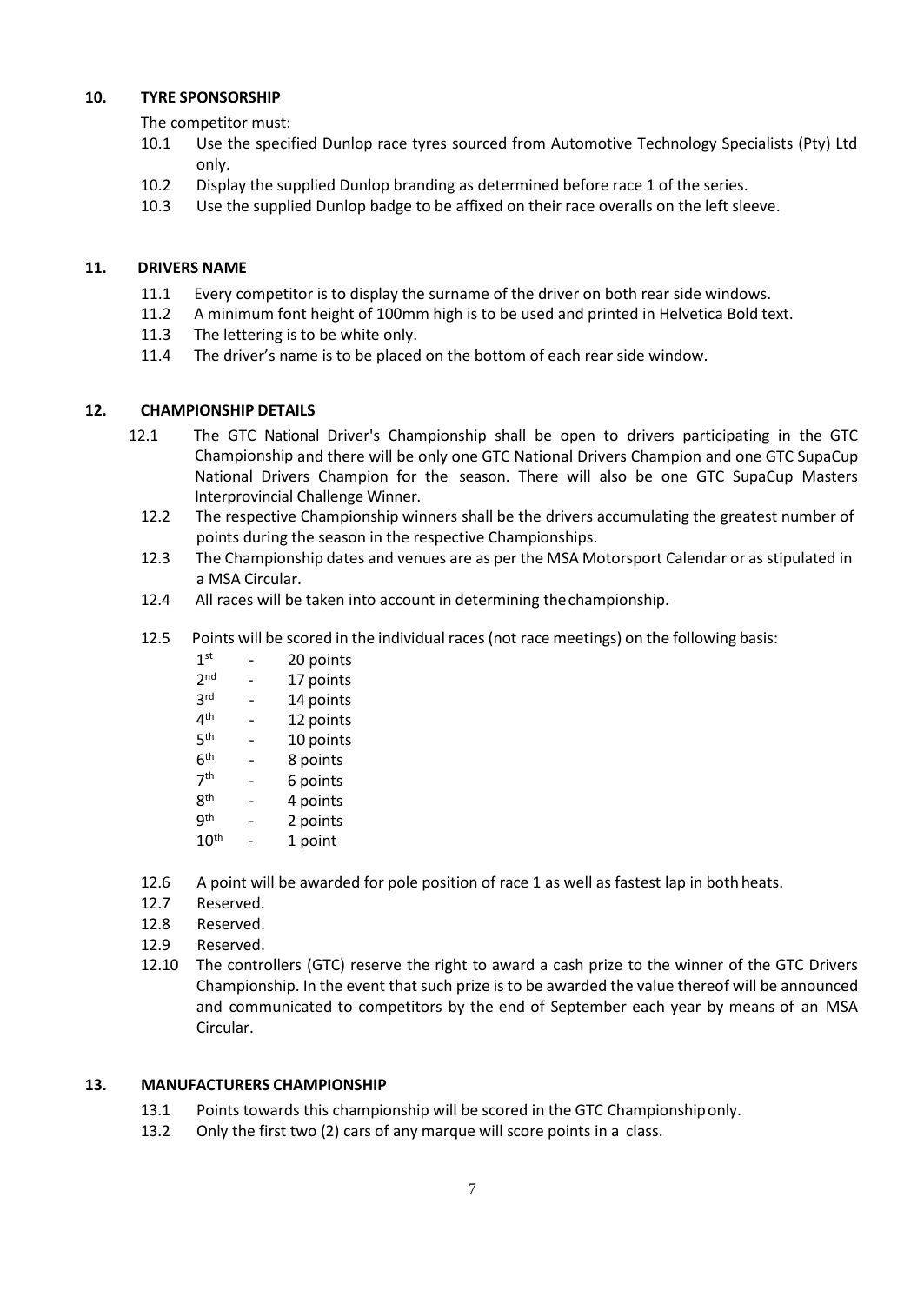## 10. TYRE SPONSORSHIP

The competitor must:

10.1 Use the specified Dunlop race tyres sourced from Automotive Technology Specialists (Pty) Ltd only.

10.2 Display the supplied Dunlop branding as determined before race 1 of the series.

10.3 Use the supplied Dunlop badge to be affixed on their race overalls on the left sleeve.

## 11. DRIVERS NAME

11.1 Every competitor is to display the surname of the driver on both rear side windows.

11.2 A minimum font height of 100mm high is to be used and printed in Helvetica Bold text.

11.3 The lettering is to be white only.

11.4 The driver's name is to be placed on the bottom of each rear side window.

## 12. CHAMPIONSHIP DETAILS

12.1 The GTC National Driver's Championship shall be open to drivers participating in the GTC Championship and there will be only one GTC National Drivers Champion and one GTC SupaCup National Drivers Champion for the season. There will also be one GTC SupaCup Masters Interprovincial Challenge Winner.

12.2 The respective Championship winners shall be the drivers accumulating the greatest number of points during the season in the respective Championships.

12.3 The Championship dates and venues are as per the MSA Motorsport Calendar or as stipulated in a MSA Circular.

12.4 All races will be taken into account in determining the championship.

12.5 Points will be scored in the individual races (not race meetings) on the following basis:

- 1st - 20 points
- 2nd - 17 points
- 3rd - 14 points
- 4th - 12 points
- 5th - 10 points
- 6th - 8 points
- 7th - 6 points
- 8th - 4 points
- 9th - 2 points
- 10th - 1 point

12.6 A point will be awarded for pole position of race 1 as well as fastest lap in both heats.

12.7 Reserved.

12.8 Reserved.

12.9 Reserved.

12.10 The controllers (GTC) reserve the right to award a cash prize to the winner of the GTC Drivers Championship. In the event that such prize is to be awarded the value thereof will be announced and communicated to competitors by the end of September each year by means of an MSA Circular.

## 13. MANUFACTURERS CHAMPIONSHIP

13.1 Points towards this championship will be scored in the GTC Championship only.

13.2 Only the first two (2) cars of any marque will score points in a class.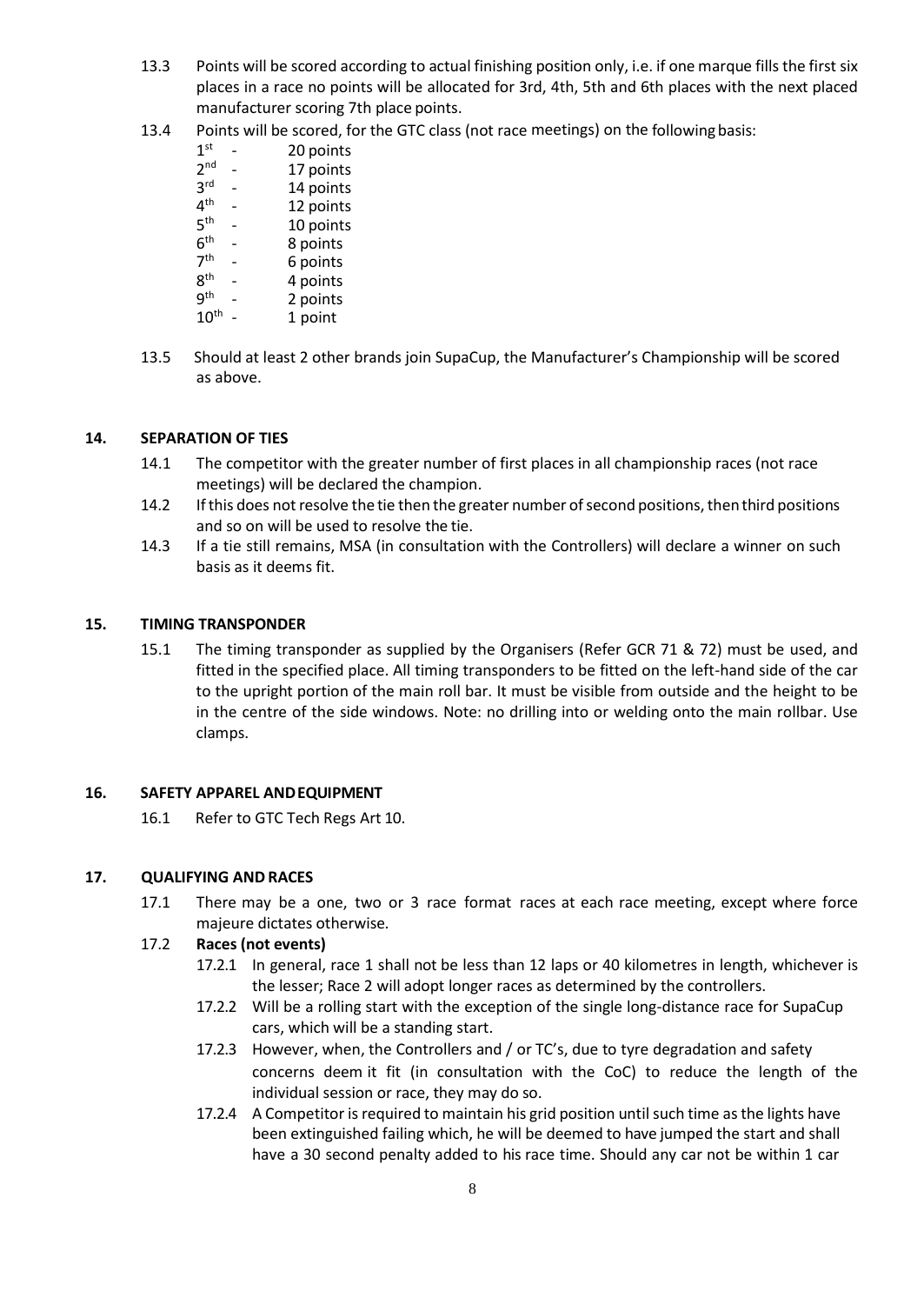13.3 Points will be scored according to actual finishing position only, i.e. if one marque fills the first six places in a race no points will be allocated for 3rd, 4th, 5th and 6th places with the next placed manufacturer scoring 7th place points.

13.4 Points will be scored, for the GTC class (not race meetings) on the following basis:

- 1st - 20 points
- 2nd - 17 points
- 3rd - 14 points
- 4th - 12 points
- 5th - 10 points
- 6th - 8 points
- 7th - 6 points
- 8th - 4 points
- 9th - 2 points
- 10th - 1 point

13.5 Should at least 2 other brands join SupaCup, the Manufacturer's Championship will be scored as above.

## 14. SEPARATION OF TIES

14.1 The competitor with the greater number of first places in all championship races (not race meetings) will be declared the champion.

14.2 If this does not resolve the tie then the greater number of second positions, then third positions and so on will be used to resolve the tie.

14.3 If a tie still remains, MSA (in consultation with the Controllers) will declare a winner on such basis as it deems fit.

## 15. TIMING TRANSPONDER

15.1 The timing transponder as supplied by the Organisers (Refer GCR 71 & 72) must be used, and fitted in the specified place. All timing transponders to be fitted on the left-hand side of the car to the upright portion of the main roll bar. It must be visible from outside and the height to be in the centre of the side windows. Note: no drilling into or welding onto the main rollbar. Use clamps.

## 16. SAFETY APPAREL AND EQUIPMENT

16.1 Refer to GTC Tech Regs Art 10.

## 17. QUALIFYING AND RACES

17.1 There may be a one, two or 3 race format races at each race meeting, except where force majeure dictates otherwise.

17.2 **Races (not events)**

17.2.1 In general, race 1 shall not be less than 12 laps or 40 kilometres in length, whichever is the lesser; Race 2 will adopt longer races as determined by the controllers.

17.2.2 Will be a rolling start with the exception of the single long-distance race for SupaCup cars, which will be a standing start.

17.2.3 However, when, the Controllers and / or TC's, due to tyre degradation and safety concerns deem it fit (in consultation with the CoC) to reduce the length of the individual session or race, they may do so.

17.2.4 A Competitor is required to maintain his grid position until such time as the lights have been extinguished failing which, he will be deemed to have jumped the start and shall have a 30 second penalty added to his race time. Should any car not be within 1 car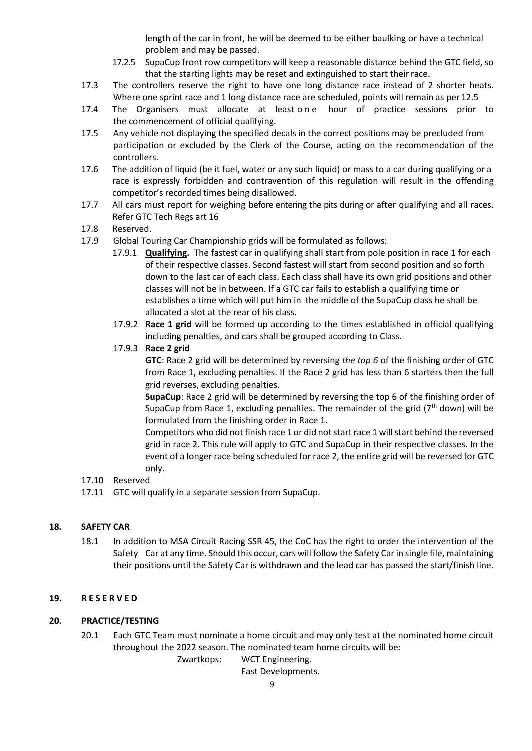length of the car in front, he will be deemed to be either baulking or have a technical problem and may be passed.

17.2.5 SupaCup front row competitors will keep a reasonable distance behind the GTC field, so that the starting lights may be reset and extinguished to start their race.

17.3 The controllers reserve the right to have one long distance race instead of 2 shorter heats. Where one sprint race and 1 long distance race are scheduled, points will remain as per 12.5

17.4 The Organisers must allocate at least one hour of practice sessions prior to the commencement of official qualifying.

17.5 Any vehicle not displaying the specified decals in the correct positions may be precluded from participation or excluded by the Clerk of the Course, acting on the recommendation of the controllers.

17.6 The addition of liquid (be it fuel, water or any such liquid) or mass to a car during qualifying or a race is expressly forbidden and contravention of this regulation will result in the offending competitor's recorded times being disallowed.

17.7 All cars must report for weighing before entering the pits during or after qualifying and all races. Refer GTC Tech Regs art 16

17.8 Reserved.

17.9 Global Touring Car Championship grids will be formulated as follows:

17.9.1 **Qualifying.** The fastest car in qualifying shall start from pole position in race 1 for each of their respective classes. Second fastest will start from second position and so forth down to the last car of each class. Each class shall have its own grid positions and other classes will not be in between. If a GTC car fails to establish a qualifying time or establishes a time which will put him in the middle of the SupaCup class he shall be allocated a slot at the rear of his class.

17.9.2 **Race 1 grid** will be formed up according to the times established in official qualifying including penalties, and cars shall be grouped according to Class.

17.9.3 **Race 2 grid**

**GTC**: Race 2 grid will be determined by reversing *the top 6* of the finishing order of GTC from Race 1, excluding penalties. If the Race 2 grid has less than 6 starters then the full grid reverses, excluding penalties.

**SupaCup**: Race 2 grid will be determined by reversing the top 6 of the finishing order of SupaCup from Race 1, excluding penalties. The remainder of the grid (7th down) will be formulated from the finishing order in Race 1.

Competitors who did not finish race 1 or did not start race 1 will start behind the reversed grid in race 2. This rule will apply to GTC and SupaCup in their respective classes. In the event of a longer race being scheduled for race 2, the entire grid will be reversed for GTC only.

17.10 Reserved

17.11 GTC will qualify in a separate session from SupaCup.

## 18. SAFETY CAR

18.1 In addition to MSA Circuit Racing SSR 45, the CoC has the right to order the intervention of the Safety Car at any time. Should this occur, cars will follow the Safety Car in single file, maintaining their positions until the Safety Car is withdrawn and the lead car has passed the start/finish line.

## 19. RESERVED

## 20. PRACTICE/TESTING

20.1 Each GTC Team must nominate a home circuit and may only test at the nominated home circuit throughout the 2022 season. The nominated team home circuits will be:

Zwartkops: WCT Engineering.
Fast Developments.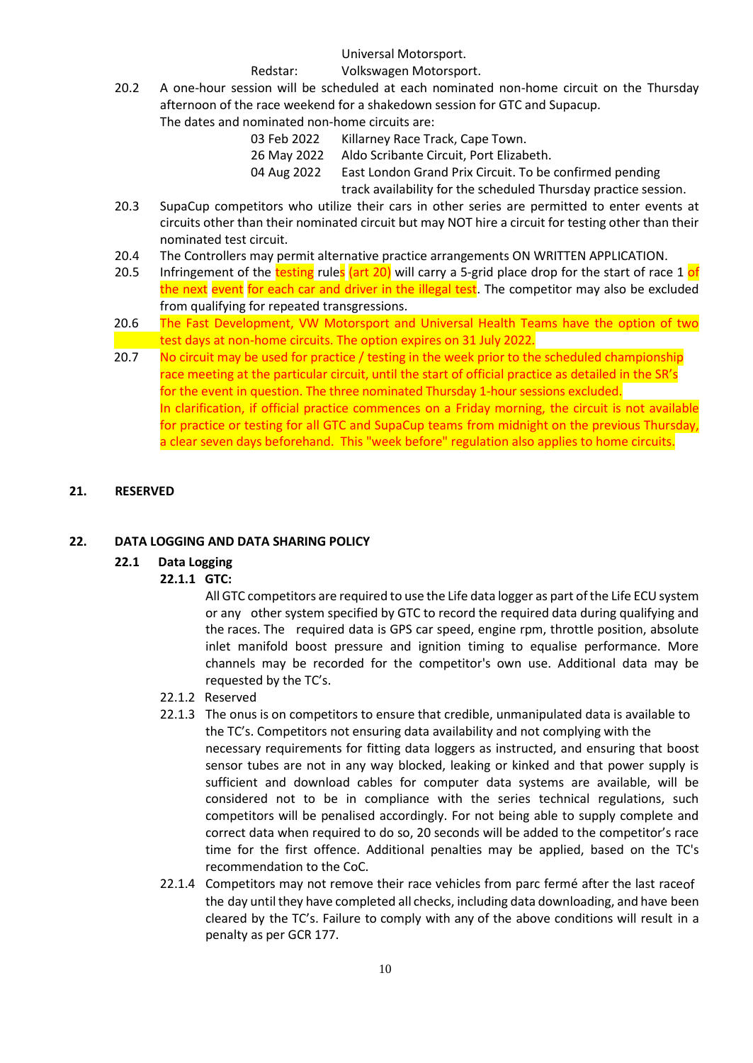Universal Motorsport.

Redstar: Volkswagen Motorsport.

20.2 A one-hour session will be scheduled at each nominated non-home circuit on the Thursday afternoon of the race weekend for a shakedown session for GTC and Supacup.

The dates and nominated non-home circuits are:

| | |
|---|---|
| 03 Feb 2022 | Killarney Race Track, Cape Town. |
| 26 May 2022 | Aldo Scribante Circuit, Port Elizabeth. |
| 04 Aug 2022 | East London Grand Prix Circuit. To be confirmed pending track availability for the scheduled Thursday practice session. |

20.3 SupaCup competitors who utilize their cars in other series are permitted to enter events at circuits other than their nominated circuit but may NOT hire a circuit for testing other than their nominated test circuit.

20.4 The Controllers may permit alternative practice arrangements ON WRITTEN APPLICATION.

20.5 Infringement of the testing rules (art 20) will carry a 5-grid place drop for the start of race 1 of the next event for each car and driver in the illegal test. The competitor may also be excluded from qualifying for repeated transgressions.

20.6 The Fast Development, VW Motorsport and Universal Health Teams have the option of two test days at non-home circuits. The option expires on 31 July 2022.

20.7 No circuit may be used for practice / testing in the week prior to the scheduled championship race meeting at the particular circuit, until the start of official practice as detailed in the SR's for the event in question. The three nominated Thursday 1-hour sessions excluded.

In clarification, if official practice commences on a Friday morning, the circuit is not available for practice or testing for all GTC and SupaCup teams from midnight on the previous Thursday, a clear seven days beforehand. This "week before" regulation also applies to home circuits.

## 21. RESERVED

## 22. DATA LOGGING AND DATA SHARING POLICY

### 22.1 Data Logging

**22.1.1 GTC:**

All GTC competitors are required to use the Life data logger as part of the Life ECU system or any other system specified by GTC to record the required data during qualifying and the races. The required data is GPS car speed, engine rpm, throttle position, absolute inlet manifold boost pressure and ignition timing to equalise performance. More channels may be recorded for the competitor's own use. Additional data may be requested by the TC's.

22.1.2 Reserved

22.1.3 The onus is on competitors to ensure that credible, unmanipulated data is available to the TC's. Competitors not ensuring data availability and not complying with the necessary requirements for fitting data loggers as instructed, and ensuring that boost sensor tubes are not in any way blocked, leaking or kinked and that power supply is sufficient and download cables for computer data systems are available, will be considered not to be in compliance with the series technical regulations, such competitors will be penalised accordingly. For not being able to supply complete and correct data when required to do so, 20 seconds will be added to the competitor's race time for the first offence. Additional penalties may be applied, based on the TC's recommendation to the CoC.

22.1.4 Competitors may not remove their race vehicles from parc fermé after the last raceof the day until they have completed all checks, including data downloading, and have been cleared by the TC's. Failure to comply with any of the above conditions will result in a penalty as per GCR 177.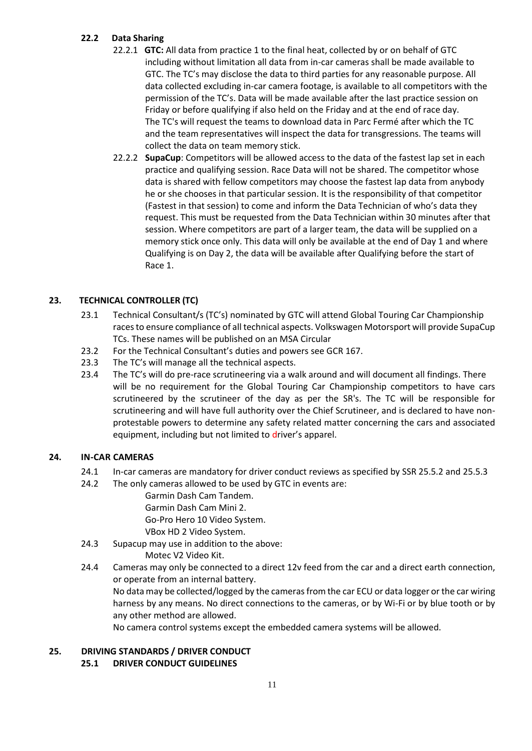### 22.2 Data Sharing

22.2.1 **GTC:** All data from practice 1 to the final heat, collected by or on behalf of GTC including without limitation all data from in-car cameras shall be made available to GTC. The TC's may disclose the data to third parties for any reasonable purpose. All data collected excluding in-car camera footage, is available to all competitors with the permission of the TC's. Data will be made available after the last practice session on Friday or before qualifying if also held on the Friday and at the end of race day. The TC's will request the teams to download data in Parc Fermé after which the TC and the team representatives will inspect the data for transgressions. The teams will collect the data on team memory stick.

22.2.2 **SupaCup**: Competitors will be allowed access to the data of the fastest lap set in each practice and qualifying session. Race Data will not be shared. The competitor whose data is shared with fellow competitors may choose the fastest lap data from anybody he or she chooses in that particular session. It is the responsibility of that competitor (Fastest in that session) to come and inform the Data Technician of who's data they request. This must be requested from the Data Technician within 30 minutes after that session. Where competitors are part of a larger team, the data will be supplied on a memory stick once only. This data will only be available at the end of Day 1 and where Qualifying is on Day 2, the data will be available after Qualifying before the start of Race 1.

## 23. TECHNICAL CONTROLLER (TC)

23.1 Technical Consultant/s (TC's) nominated by GTC will attend Global Touring Car Championship races to ensure compliance of all technical aspects. Volkswagen Motorsport will provide SupaCup TCs. These names will be published on an MSA Circular

23.2 For the Technical Consultant's duties and powers see GCR 167.

23.3 The TC's will manage all the technical aspects.

23.4 The TC's will do pre-race scrutineering via a walk around and will document all findings. There will be no requirement for the Global Touring Car Championship competitors to have cars scrutineered by the scrutineer of the day as per the SR's. The TC will be responsible for scrutineering and will have full authority over the Chief Scrutineer, and is declared to have non-protestable powers to determine any safety related matter concerning the cars and associated equipment, including but not limited to driver's apparel.

## 24. IN-CAR CAMERAS

24.1 In-car cameras are mandatory for driver conduct reviews as specified by SSR 25.5.2 and 25.5.3

24.2 The only cameras allowed to be used by GTC in events are:

Garmin Dash Cam Tandem.
Garmin Dash Cam Mini 2.
Go-Pro Hero 10 Video System.
VBox HD 2 Video System.

24.3 Supacup may use in addition to the above:

Motec V2 Video Kit.

24.4 Cameras may only be connected to a direct 12v feed from the car and a direct earth connection, or operate from an internal battery.

No data may be collected/logged by the cameras from the car ECU or data logger or the car wiring harness by any means. No direct connections to the cameras, or by Wi-Fi or by blue tooth or by any other method are allowed.

No camera control systems except the embedded camera systems will be allowed.

## 25. DRIVING STANDARDS / DRIVER CONDUCT

### 25.1 DRIVER CONDUCT GUIDELINES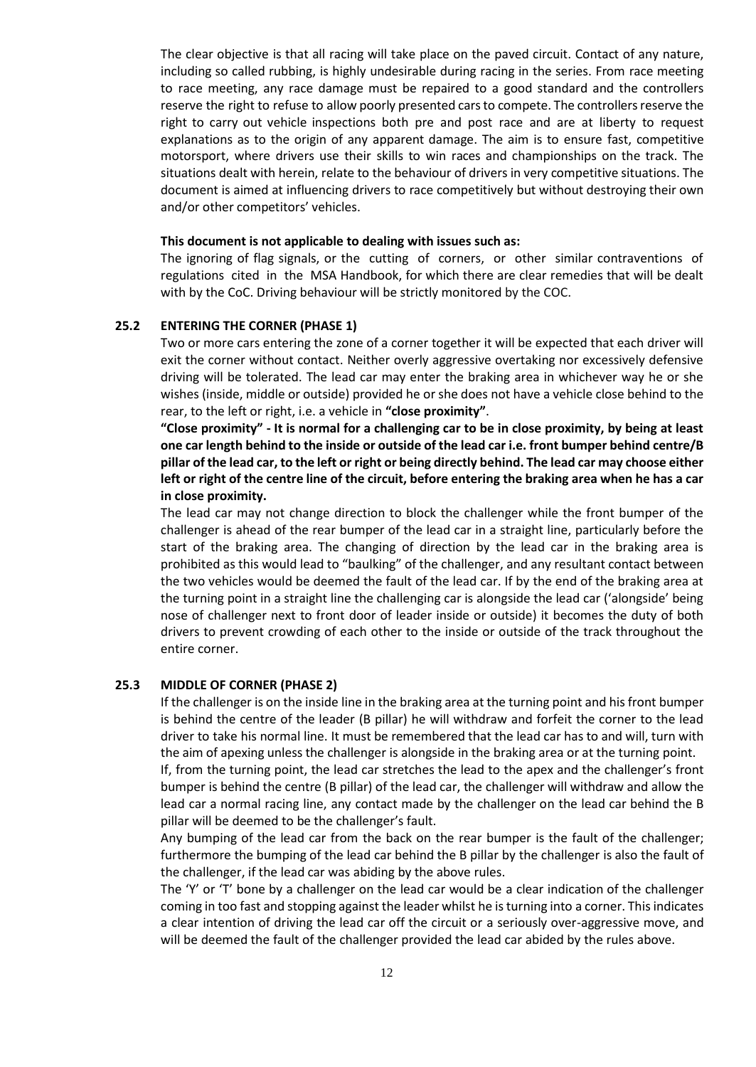The clear objective is that all racing will take place on the paved circuit. Contact of any nature, including so called rubbing, is highly undesirable during racing in the series. From race meeting to race meeting, any race damage must be repaired to a good standard and the controllers reserve the right to refuse to allow poorly presented cars to compete. The controllers reserve the right to carry out vehicle inspections both pre and post race and are at liberty to request explanations as to the origin of any apparent damage. The aim is to ensure fast, competitive motorsport, where drivers use their skills to win races and championships on the track. The situations dealt with herein, relate to the behaviour of drivers in very competitive situations. The document is aimed at influencing drivers to race competitively but without destroying their own and/or other competitors' vehicles.

**This document is not applicable to dealing with issues such as:**

The ignoring of flag signals, or the cutting of corners, or other similar contraventions of regulations cited in the MSA Handbook, for which there are clear remedies that will be dealt with by the CoC. Driving behaviour will be strictly monitored by the COC.

### 25.2 ENTERING THE CORNER (PHASE 1)

Two or more cars entering the zone of a corner together it will be expected that each driver will exit the corner without contact. Neither overly aggressive overtaking nor excessively defensive driving will be tolerated. The lead car may enter the braking area in whichever way he or she wishes (inside, middle or outside) provided he or she does not have a vehicle close behind to the rear, to the left or right, i.e. a vehicle in **"close proximity"**.

**"Close proximity" - It is normal for a challenging car to be in close proximity, by being at least one car length behind to the inside or outside of the lead car i.e. front bumper behind centre/B pillar of the lead car, to the left or right or being directly behind. The lead car may choose either left or right of the centre line of the circuit, before entering the braking area when he has a car in close proximity.**

The lead car may not change direction to block the challenger while the front bumper of the challenger is ahead of the rear bumper of the lead car in a straight line, particularly before the start of the braking area. The changing of direction by the lead car in the braking area is prohibited as this would lead to "baulking" of the challenger, and any resultant contact between the two vehicles would be deemed the fault of the lead car. If by the end of the braking area at the turning point in a straight line the challenging car is alongside the lead car ('alongside' being nose of challenger next to front door of leader inside or outside) it becomes the duty of both drivers to prevent crowding of each other to the inside or outside of the track throughout the entire corner.

### 25.3 MIDDLE OF CORNER (PHASE 2)

If the challenger is on the inside line in the braking area at the turning point and his front bumper is behind the centre of the leader (B pillar) he will withdraw and forfeit the corner to the lead driver to take his normal line. It must be remembered that the lead car has to and will, turn with the aim of apexing unless the challenger is alongside in the braking area or at the turning point.

If, from the turning point, the lead car stretches the lead to the apex and the challenger's front bumper is behind the centre (B pillar) of the lead car, the challenger will withdraw and allow the lead car a normal racing line, any contact made by the challenger on the lead car behind the B pillar will be deemed to be the challenger's fault.

Any bumping of the lead car from the back on the rear bumper is the fault of the challenger; furthermore the bumping of the lead car behind the B pillar by the challenger is also the fault of the challenger, if the lead car was abiding by the above rules.

The 'Y' or 'T' bone by a challenger on the lead car would be a clear indication of the challenger coming in too fast and stopping against the leader whilst he is turning into a corner. This indicates a clear intention of driving the lead car off the circuit or a seriously over-aggressive move, and will be deemed the fault of the challenger provided the lead car abided by the rules above.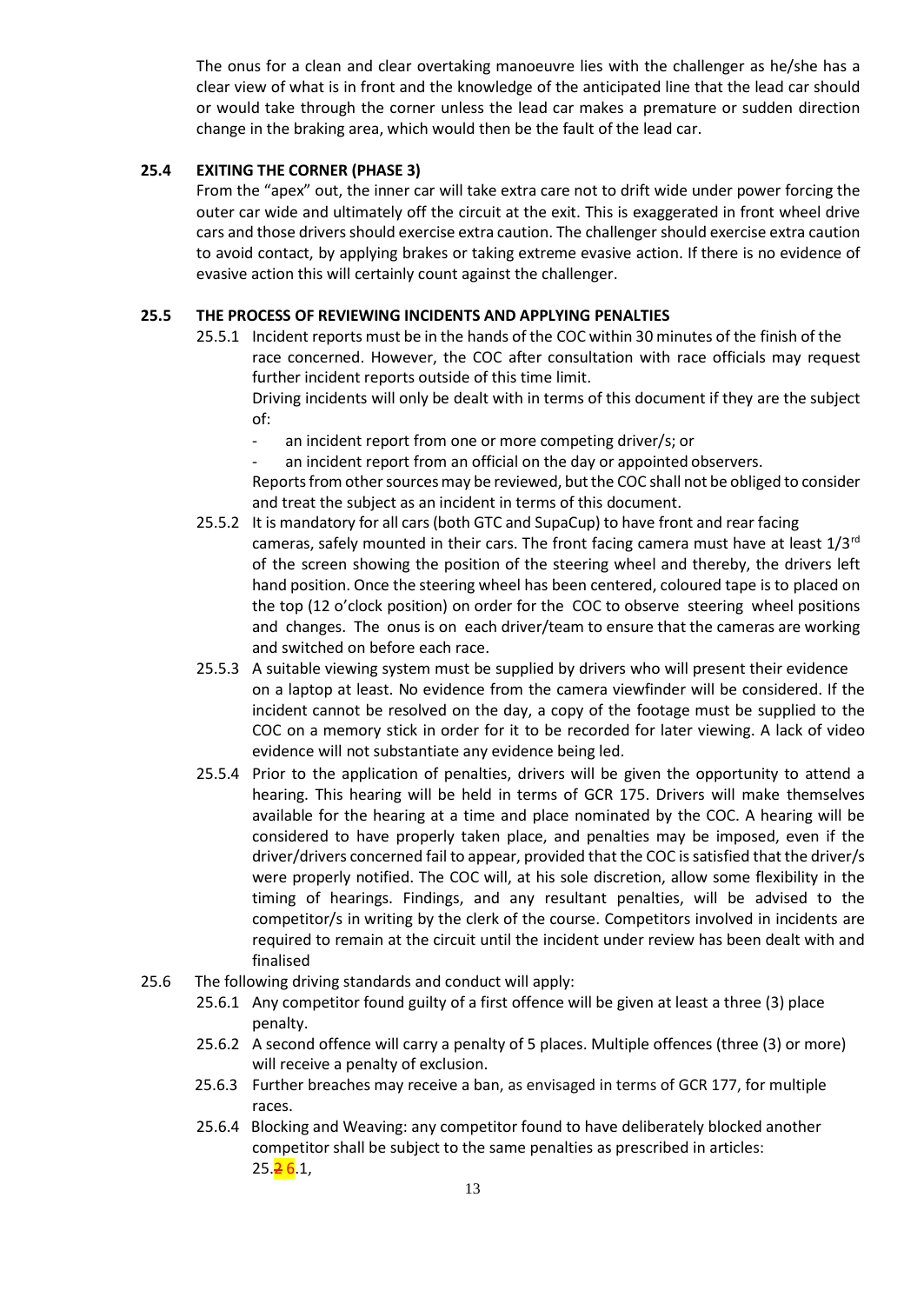The onus for a clean and clear overtaking manoeuvre lies with the challenger as he/she has a clear view of what is in front and the knowledge of the anticipated line that the lead car should or would take through the corner unless the lead car makes a premature or sudden direction change in the braking area, which would then be the fault of the lead car.

### 25.4 EXITING THE CORNER (PHASE 3)

From the "apex" out, the inner car will take extra care not to drift wide under power forcing the outer car wide and ultimately off the circuit at the exit. This is exaggerated in front wheel drive cars and those drivers should exercise extra caution. The challenger should exercise extra caution to avoid contact, by applying brakes or taking extreme evasive action. If there is no evidence of evasive action this will certainly count against the challenger.

### 25.5 THE PROCESS OF REVIEWING INCIDENTS AND APPLYING PENALTIES

25.5.1 Incident reports must be in the hands of the COC within 30 minutes of the finish of the race concerned. However, the COC after consultation with race officials may request further incident reports outside of this time limit.

Driving incidents will only be dealt with in terms of this document if they are the subject of:

- an incident report from one or more competing driver/s; or
- an incident report from an official on the day or appointed observers.

Reports from other sources may be reviewed, but the COC shall not be obliged to consider and treat the subject as an incident in terms of this document.

25.5.2 It is mandatory for all cars (both GTC and SupaCup) to have front and rear facing cameras, safely mounted in their cars. The front facing camera must have at least 1/3rd of the screen showing the position of the steering wheel and thereby, the drivers left hand position. Once the steering wheel has been centered, coloured tape is to placed on the top (12 o'clock position) on order for the COC to observe steering wheel positions and changes. The onus is on each driver/team to ensure that the cameras are working and switched on before each race.

25.5.3 A suitable viewing system must be supplied by drivers who will present their evidence on a laptop at least. No evidence from the camera viewfinder will be considered. If the incident cannot be resolved on the day, a copy of the footage must be supplied to the COC on a memory stick in order for it to be recorded for later viewing. A lack of video evidence will not substantiate any evidence being led.

25.5.4 Prior to the application of penalties, drivers will be given the opportunity to attend a hearing. This hearing will be held in terms of GCR 175. Drivers will make themselves available for the hearing at a time and place nominated by the COC. A hearing will be considered to have properly taken place, and penalties may be imposed, even if the driver/drivers concerned fail to appear, provided that the COC is satisfied that the driver/s were properly notified. The COC will, at his sole discretion, allow some flexibility in the timing of hearings. Findings, and any resultant penalties, will be advised to the competitor/s in writing by the clerk of the course. Competitors involved in incidents are required to remain at the circuit until the incident under review has been dealt with and finalised

25.6 The following driving standards and conduct will apply:

25.6.1 Any competitor found guilty of a first offence will be given at least a three (3) place penalty.

25.6.2 A second offence will carry a penalty of 5 places. Multiple offences (three (3) or more) will receive a penalty of exclusion.

25.6.3 Further breaches may receive a ban, as envisaged in terms of GCR 177, for multiple races.

25.6.4 Blocking and Weaving: any competitor found to have deliberately blocked another competitor shall be subject to the same penalties as prescribed in articles: 25.~~2~~ 6.1,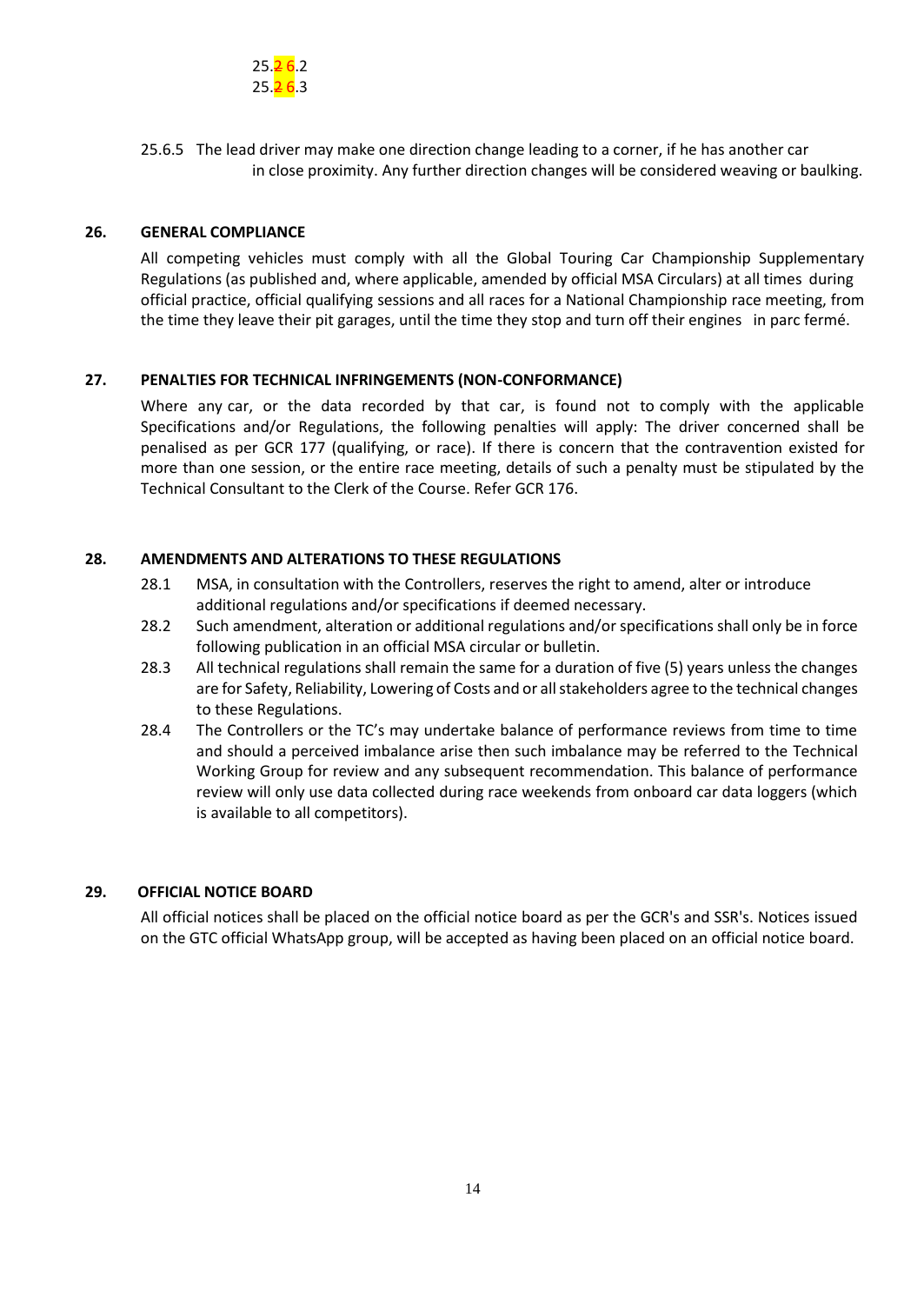25.~~2~~ 6.2
25.~~2~~ 6.3

25.6.5 The lead driver may make one direction change leading to a corner, if he has another car in close proximity. Any further direction changes will be considered weaving or baulking.

## 26. GENERAL COMPLIANCE

All competing vehicles must comply with all the Global Touring Car Championship Supplementary Regulations (as published and, where applicable, amended by official MSA Circulars) at all times during official practice, official qualifying sessions and all races for a National Championship race meeting, from the time they leave their pit garages, until the time they stop and turn off their engines in parc fermé.

## 27. PENALTIES FOR TECHNICAL INFRINGEMENTS (NON-CONFORMANCE)

Where any car, or the data recorded by that car, is found not to comply with the applicable Specifications and/or Regulations, the following penalties will apply: The driver concerned shall be penalised as per GCR 177 (qualifying, or race). If there is concern that the contravention existed for more than one session, or the entire race meeting, details of such a penalty must be stipulated by the Technical Consultant to the Clerk of the Course. Refer GCR 176.

## 28. AMENDMENTS AND ALTERATIONS TO THESE REGULATIONS

28.1 MSA, in consultation with the Controllers, reserves the right to amend, alter or introduce additional regulations and/or specifications if deemed necessary.

28.2 Such amendment, alteration or additional regulations and/or specifications shall only be in force following publication in an official MSA circular or bulletin.

28.3 All technical regulations shall remain the same for a duration of five (5) years unless the changes are for Safety, Reliability, Lowering of Costs and or all stakeholders agree to the technical changes to these Regulations.

28.4 The Controllers or the TC's may undertake balance of performance reviews from time to time and should a perceived imbalance arise then such imbalance may be referred to the Technical Working Group for review and any subsequent recommendation. This balance of performance review will only use data collected during race weekends from onboard car data loggers (which is available to all competitors).

## 29. OFFICIAL NOTICE BOARD

All official notices shall be placed on the official notice board as per the GCR's and SSR's. Notices issued on the GTC official WhatsApp group, will be accepted as having been placed on an official notice board.